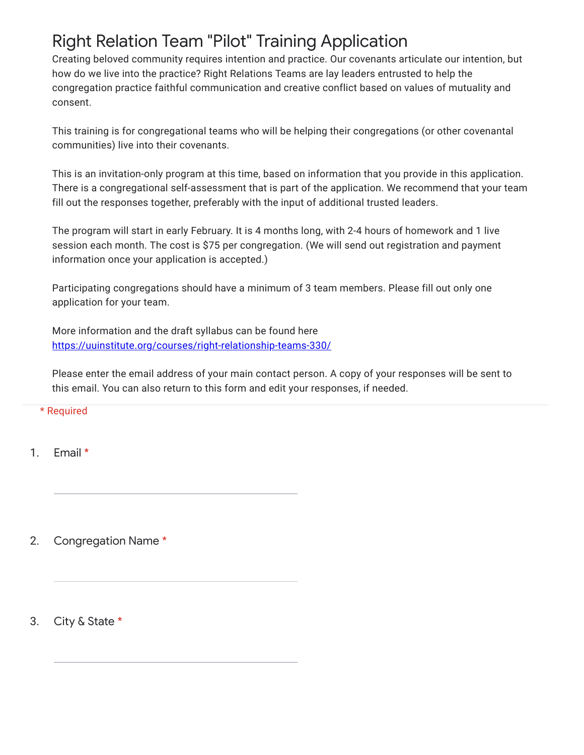# Right Relation Team "Pilot" Training Application

Creating beloved community requires intention and practice. Our covenants articulate our intention, but how do we live into the practice? Right Relations Teams are lay leaders entrusted to help the congregation practice faithful communication and creative conflict based on values of mutuality and consent.

This training is for congregational teams who will be helping their congregations (or other covenantal communities) live into their covenants.

This is an invitation-only program at this time, based on information that you provide in this application. There is a congregational self-assessment that is part of the application. We recommend that your team fill out the responses together, preferably with the input of additional trusted leaders.

The program will start in early February. It is 4 months long, with 2-4 hours of homework and 1 live session each month. The cost is $75 per congregation. (We will send out registration and payment information once your application is accepted.)

Participating congregations should have a minimum of 3 team members. Please fill out only one application for your team.

More information and the draft syllabus can be found here
[https://uuinstitute.org/courses/right-relationship-teams-330/](https://uuinstitute.org/courses/right-relationship-teams-330/)

Please enter the email address of your main contact person. A copy of your responses will be sent to this email. You can also return to this form and edit your responses, if needed.

\* Required

1. Email *

______________________________

2. Congregation Name *

______________________________

3. City & State *

______________________________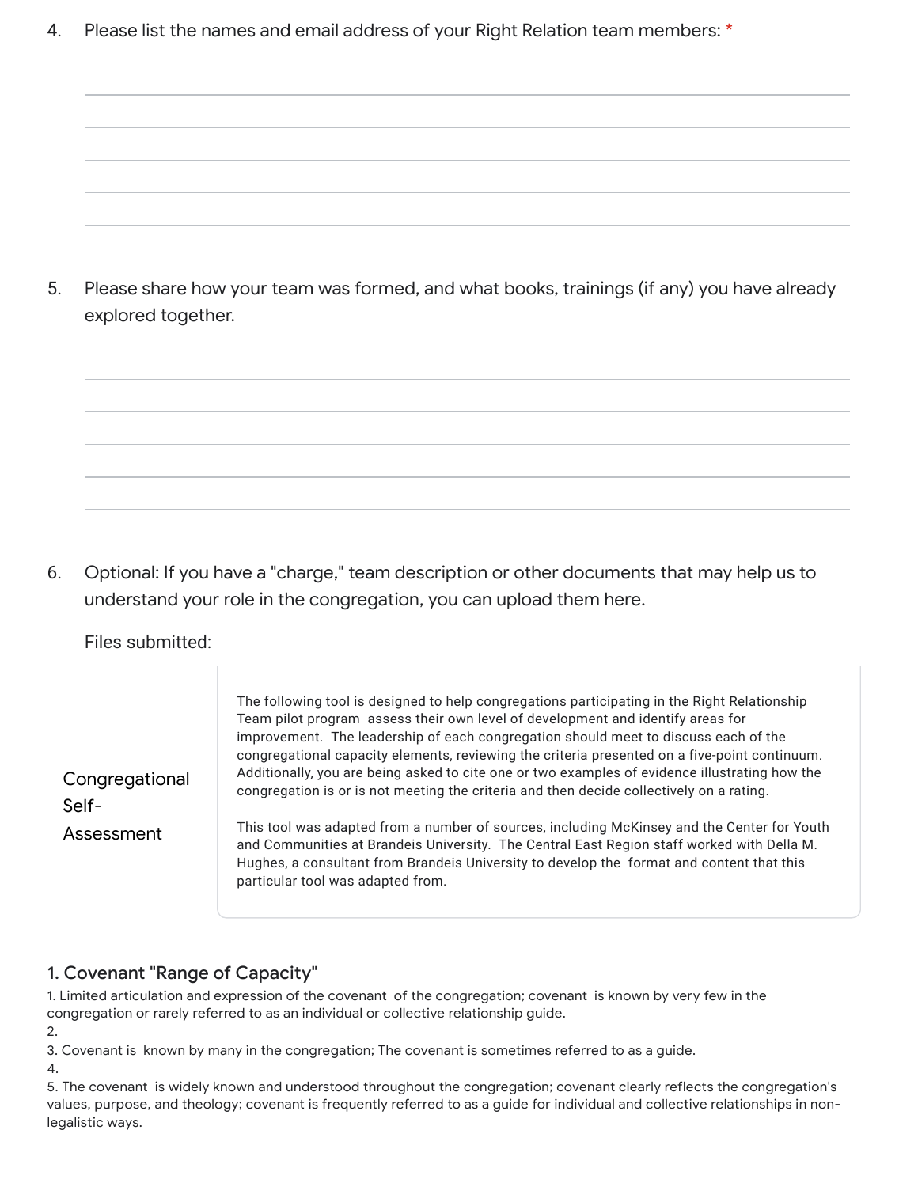4. Please list the names and email address of your Right Relation team members: *

5. Please share how your team was formed, and what books, trainings (if any) you have already explored together.

6. Optional: If you have a "charge," team description or other documents that may help us to understand your role in the congregation, you can upload them here.

   Files submitted:

## Congregational Self-Assessment

The following tool is designed to help congregations participating in the Right Relationship Team pilot program assess their own level of development and identify areas for improvement. The leadership of each congregation should meet to discuss each of the congregational capacity elements, reviewing the criteria presented on a five-point continuum. Additionally, you are being asked to cite one or two examples of evidence illustrating how the congregation is or is not meeting the criteria and then decide collectively on a rating.

This tool was adapted from a number of sources, including McKinsey and the Center for Youth and Communities at Brandeis University. The Central East Region staff worked with Della M. Hughes, a consultant from Brandeis University to develop the format and content that this particular tool was adapted from.

### 1. Covenant "Range of Capacity"

1. Limited articulation and expression of the covenant of the congregation; covenant is known by very few in the congregation or rarely referred to as an individual or collective relationship guide.
2. 
3. Covenant is known by many in the congregation; The covenant is sometimes referred to as a guide.
4. 
5. The covenant is widely known and understood throughout the congregation; covenant clearly reflects the congregation's values, purpose, and theology; covenant is frequently referred to as a guide for individual and collective relationships in non-legalistic ways.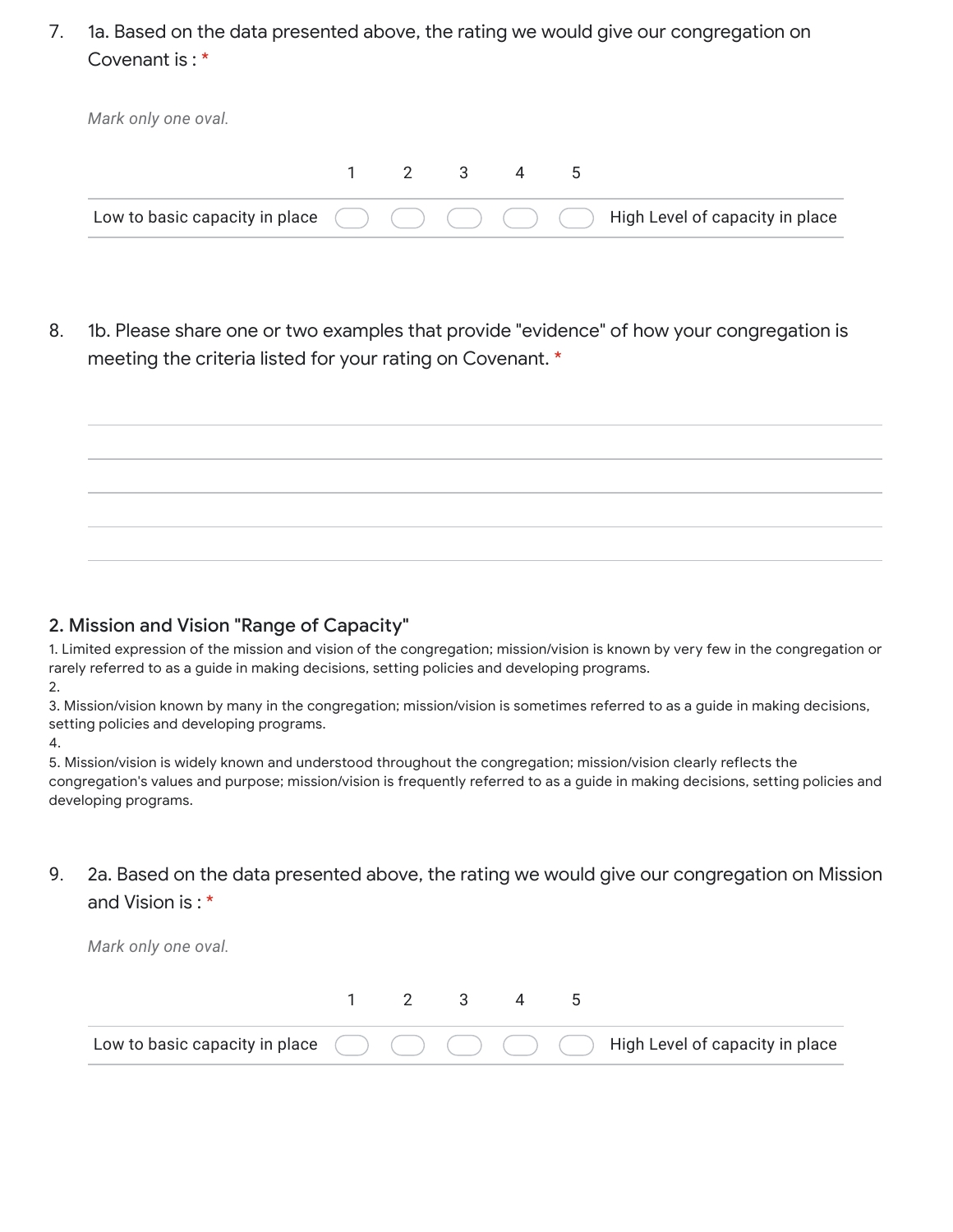7. 1a. Based on the data presented above, the rating we would give our congregation on Covenant is : *

*Mark only one oval.*

| | 1 | 2 | 3 | 4 | 5 | |
|---|---|---|---|---|---|---|
| Low to basic capacity in place | ◯ | ◯ | ◯ | ◯ | ◯ | High Level of capacity in place |

8. 1b. Please share one or two examples that provide "evidence" of how your congregation is meeting the criteria listed for your rating on Covenant. *

## 2. Mission and Vision "Range of Capacity"

1. Limited expression of the mission and vision of the congregation; mission/vision is known by very few in the congregation or rarely referred to as a guide in making decisions, setting policies and developing programs.
2. 
3. Mission/vision known by many in the congregation; mission/vision is sometimes referred to as a guide in making decisions, setting policies and developing programs.
4. 
5. Mission/vision is widely known and understood throughout the congregation; mission/vision clearly reflects the congregation's values and purpose; mission/vision is frequently referred to as a guide in making decisions, setting policies and developing programs.

9. 2a. Based on the data presented above, the rating we would give our congregation on Mission and Vision is : *

*Mark only one oval.*

| | 1 | 2 | 3 | 4 | 5 | |
|---|---|---|---|---|---|---|
| Low to basic capacity in place | ◯ | ◯ | ◯ | ◯ | ◯ | High Level of capacity in place |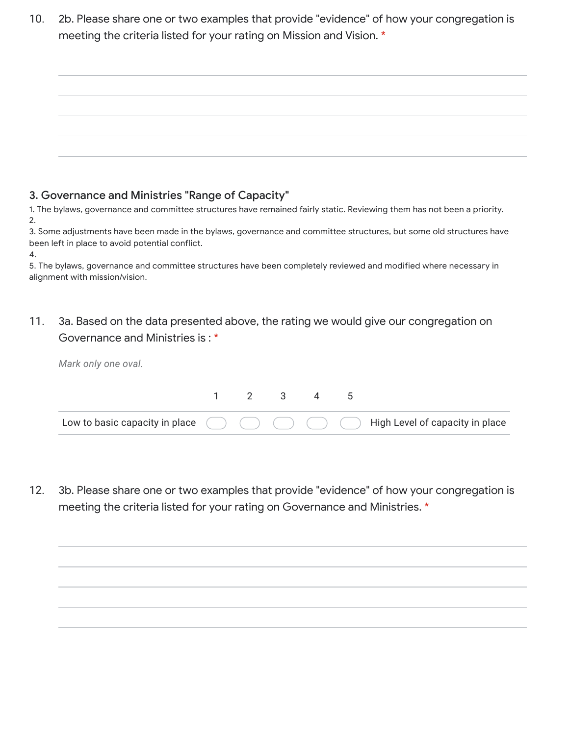10. 2b. Please share one or two examples that provide "evidence" of how your congregation is meeting the criteria listed for your rating on Mission and Vision. *

### 3. Governance and Ministries "Range of Capacity"

1. The bylaws, governance and committee structures have remained fairly static. Reviewing them has not been a priority.
2.
3. Some adjustments have been made in the bylaws, governance and committee structures, but some old structures have been left in place to avoid potential conflict.
4.
5. The bylaws, governance and committee structures have been completely reviewed and modified where necessary in alignment with mission/vision.

11. 3a. Based on the data presented above, the rating we would give our congregation on Governance and Ministries is : *

*Mark only one oval.*

| | 1 | 2 | 3 | 4 | 5 | |
|---|---|---|---|---|---|---|
| Low to basic capacity in place | ⬭ | ⬭ | ⬭ | ⬭ | ⬭ | High Level of capacity in place |

12. 3b. Please share one or two examples that provide "evidence" of how your congregation is meeting the criteria listed for your rating on Governance and Ministries. *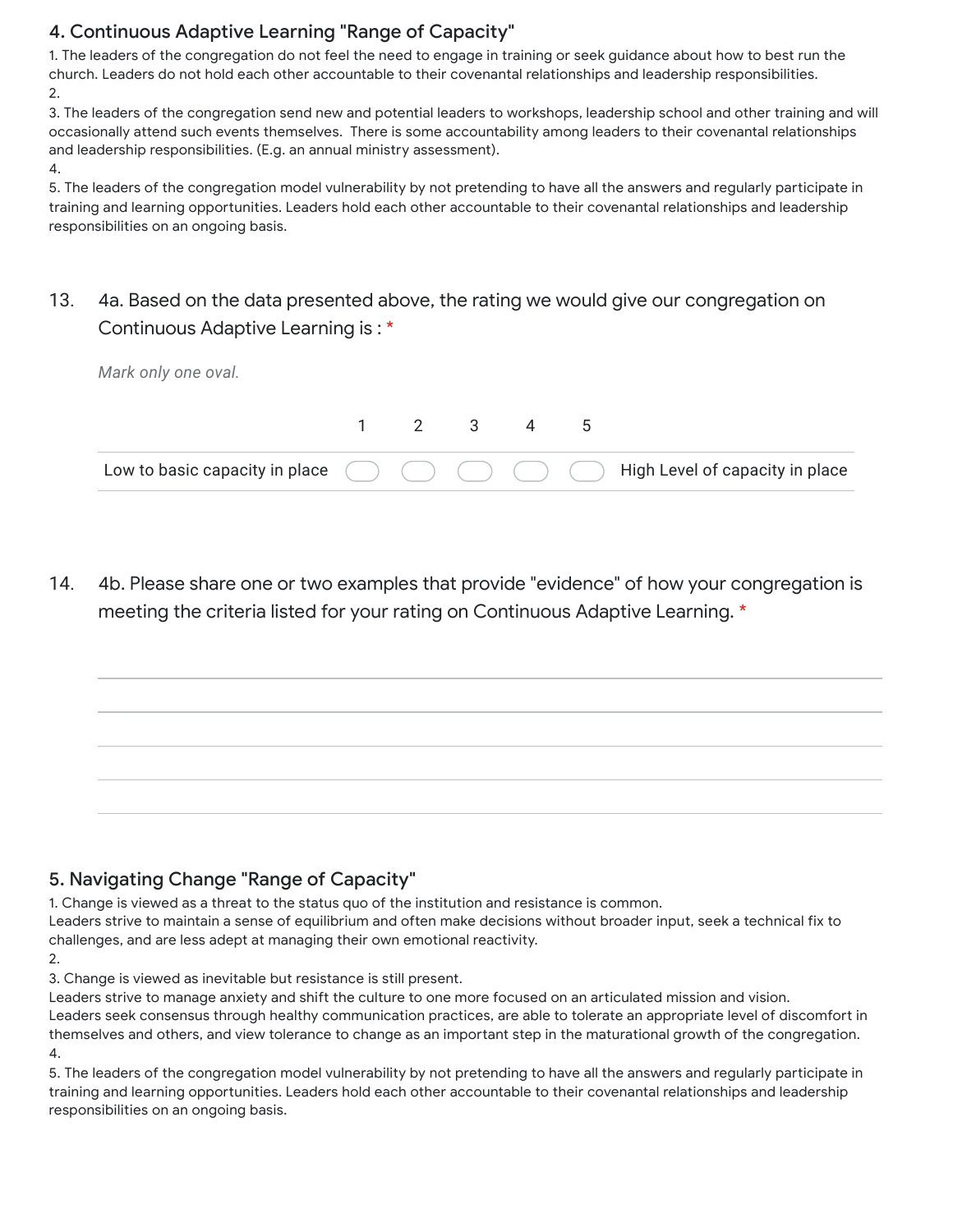## 4. Continuous Adaptive Learning "Range of Capacity"

1. The leaders of the congregation do not feel the need to engage in training or seek guidance about how to best run the church. Leaders do not hold each other accountable to their covenantal relationships and leadership responsibilities.
2.
3. The leaders of the congregation send new and potential leaders to workshops, leadership school and other training and will occasionally attend such events themselves. There is some accountability among leaders to their covenantal relationships and leadership responsibilities. (E.g. an annual ministry assessment).
4.
5. The leaders of the congregation model vulnerability by not pretending to have all the answers and regularly participate in training and learning opportunities. Leaders hold each other accountable to their covenantal relationships and leadership responsibilities on an ongoing basis.

13. 4a. Based on the data presented above, the rating we would give our congregation on Continuous Adaptive Learning is : *

*Mark only one oval.*

| | 1 | 2 | 3 | 4 | 5 | |
|---|---|---|---|---|---|---|
| Low to basic capacity in place | ◯ | ◯ | ◯ | ◯ | ◯ | High Level of capacity in place |

14. 4b. Please share one or two examples that provide "evidence" of how your congregation is meeting the criteria listed for your rating on Continuous Adaptive Learning. *

## 5. Navigating Change "Range of Capacity"

1. Change is viewed as a threat to the status quo of the institution and resistance is common.
Leaders strive to maintain a sense of equilibrium and often make decisions without broader input, seek a technical fix to challenges, and are less adept at managing their own emotional reactivity.
2.
3. Change is viewed as inevitable but resistance is still present.
Leaders strive to manage anxiety and shift the culture to one more focused on an articulated mission and vision.
Leaders seek consensus through healthy communication practices, are able to tolerate an appropriate level of discomfort in themselves and others, and view tolerance to change as an important step in the maturational growth of the congregation.
4.
5. The leaders of the congregation model vulnerability by not pretending to have all the answers and regularly participate in training and learning opportunities. Leaders hold each other accountable to their covenantal relationships and leadership responsibilities on an ongoing basis.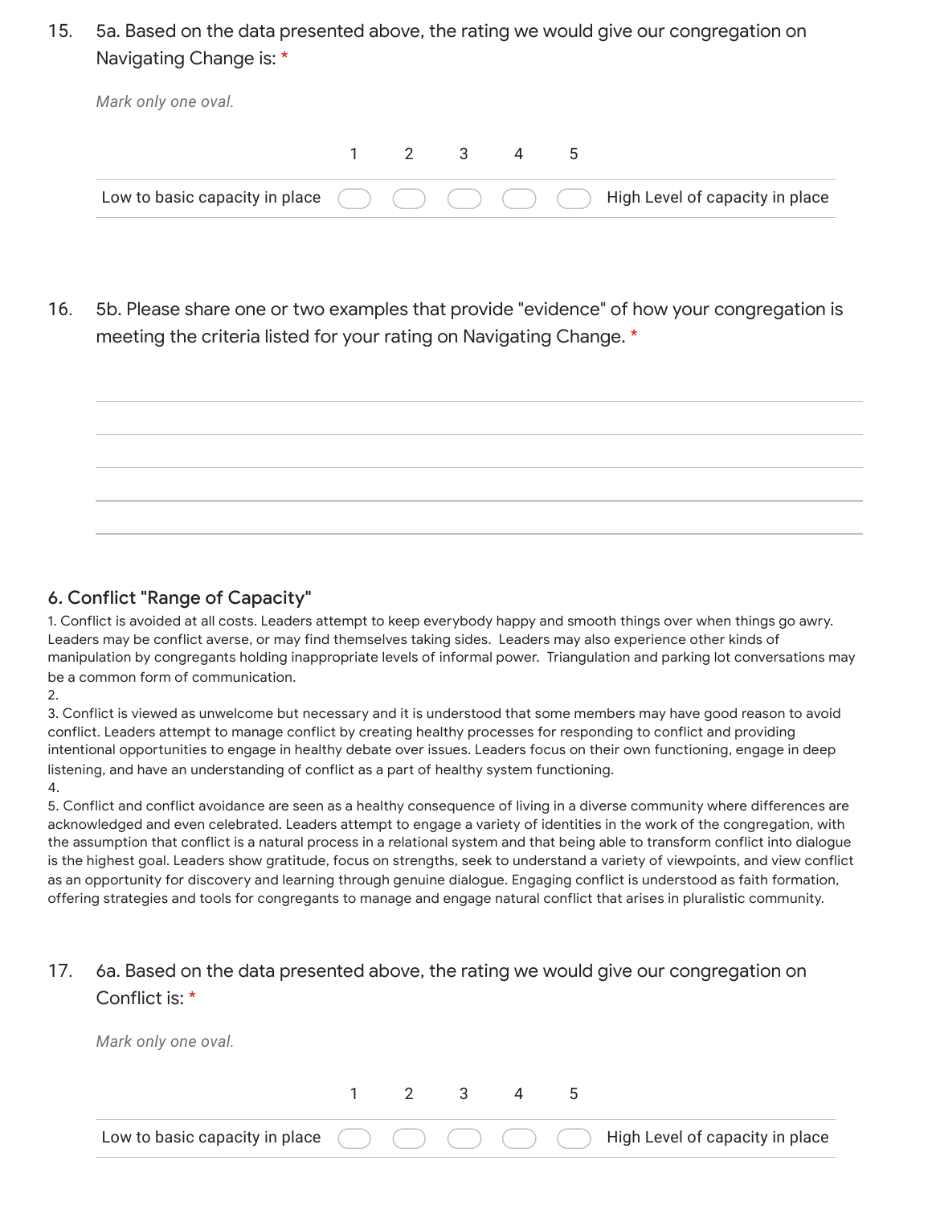15. 5a. Based on the data presented above, the rating we would give our congregation on Navigating Change is: *

*Mark only one oval.*

| | 1 | 2 | 3 | 4 | 5 | |
|---|---|---|---|---|---|---|
| Low to basic capacity in place | ⬭ | ⬭ | ⬭ | ⬭ | ⬭ | High Level of capacity in place |

16. 5b. Please share one or two examples that provide "evidence" of how your congregation is meeting the criteria listed for your rating on Navigating Change. *

_______________________________________________

_______________________________________________

_______________________________________________

_______________________________________________

_______________________________________________

### 6. Conflict "Range of Capacity"

1. Conflict is avoided at all costs. Leaders attempt to keep everybody happy and smooth things over when things go awry. Leaders may be conflict averse, or may find themselves taking sides. Leaders may also experience other kinds of manipulation by congregants holding inappropriate levels of informal power. Triangulation and parking lot conversations may be a common form of communication.
2. 
3. Conflict is viewed as unwelcome but necessary and it is understood that some members may have good reason to avoid conflict. Leaders attempt to manage conflict by creating healthy processes for responding to conflict and providing intentional opportunities to engage in healthy debate over issues. Leaders focus on their own functioning, engage in deep listening, and have an understanding of conflict as a part of healthy system functioning.
4. 
5. Conflict and conflict avoidance are seen as a healthy consequence of living in a diverse community where differences are acknowledged and even celebrated. Leaders attempt to engage a variety of identities in the work of the congregation, with the assumption that conflict is a natural process in a relational system and that being able to transform conflict into dialogue is the highest goal. Leaders show gratitude, focus on strengths, seek to understand a variety of viewpoints, and view conflict as an opportunity for discovery and learning through genuine dialogue. Engaging conflict is understood as faith formation, offering strategies and tools for congregants to manage and engage natural conflict that arises in pluralistic community.

17. 6a. Based on the data presented above, the rating we would give our congregation on Conflict is: *

*Mark only one oval.*

| | 1 | 2 | 3 | 4 | 5 | |
|---|---|---|---|---|---|---|
| Low to basic capacity in place | ⬭ | ⬭ | ⬭ | ⬭ | ⬭ | High Level of capacity in place |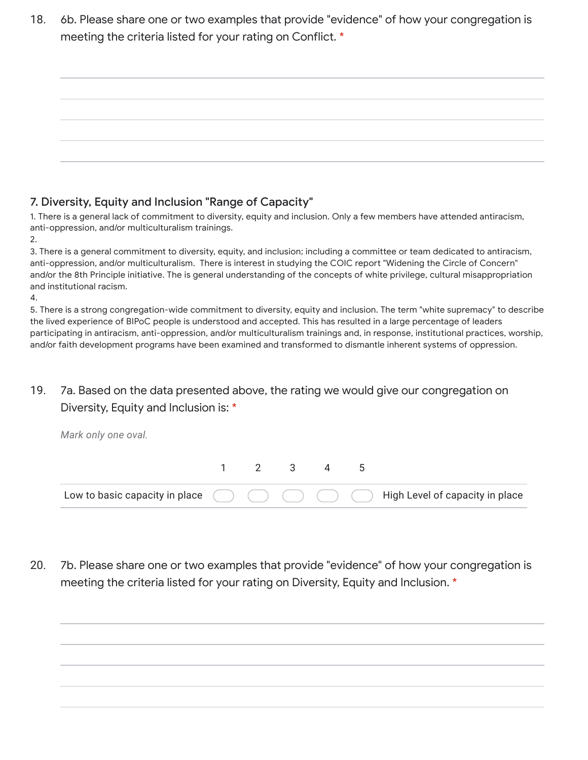18. 6b. Please share one or two examples that provide "evidence" of how your congregation is meeting the criteria listed for your rating on Conflict. *

## 7. Diversity, Equity and Inclusion "Range of Capacity"

1. There is a general lack of commitment to diversity, equity and inclusion. Only a few members have attended antiracism, anti-oppression, and/or multiculturalism trainings.
2. 
3. There is a general commitment to diversity, equity, and inclusion; including a committee or team dedicated to antiracism, anti-oppression, and/or multiculturalism. There is interest in studying the COIC report "Widening the Circle of Concern" and/or the 8th Principle initiative. The is general understanding of the concepts of white privilege, cultural misappropriation and institutional racism.
4. 
5. There is a strong congregation-wide commitment to diversity, equity and inclusion. The term "white supremacy" to describe the lived experience of BIPoC people is understood and accepted. This has resulted in a large percentage of leaders participating in antiracism, anti-oppression, and/or multiculturalism trainings and, in response, institutional practices, worship, and/or faith development programs have been examined and transformed to dismantle inherent systems of oppression.

19. 7a. Based on the data presented above, the rating we would give our congregation on Diversity, Equity and Inclusion is: *

*Mark only one oval.*

| | 1 | 2 | 3 | 4 | 5 | |
|---|---|---|---|---|---|---|
| Low to basic capacity in place | ◯ | ◯ | ◯ | ◯ | ◯ | High Level of capacity in place |

20. 7b. Please share one or two examples that provide "evidence" of how your congregation is meeting the criteria listed for your rating on Diversity, Equity and Inclusion. *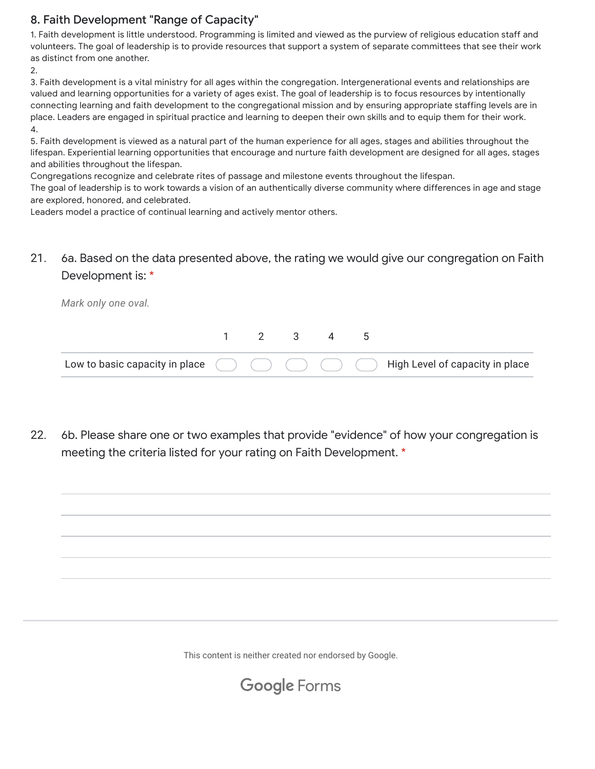## 8. Faith Development "Range of Capacity"

1. Faith development is little understood. Programming is limited and viewed as the purview of religious education staff and volunteers. The goal of leadership is to provide resources that support a system of separate committees that see their work as distinct from one another.
2. 
3. Faith development is a vital ministry for all ages within the congregation. Intergenerational events and relationships are valued and learning opportunities for a variety of ages exist. The goal of leadership is to focus resources by intentionally connecting learning and faith development to the congregational mission and by ensuring appropriate staffing levels are in place. Leaders are engaged in spiritual practice and learning to deepen their own skills and to equip them for their work.
4. 
5. Faith development is viewed as a natural part of the human experience for all ages, stages and abilities throughout the lifespan. Experiential learning opportunities that encourage and nurture faith development are designed for all ages, stages and abilities throughout the lifespan.
Congregations recognize and celebrate rites of passage and milestone events throughout the lifespan.
The goal of leadership is to work towards a vision of an authentically diverse community where differences in age and stage are explored, honored, and celebrated.
Leaders model a practice of continual learning and actively mentor others.

21. 6a. Based on the data presented above, the rating we would give our congregation on Faith Development is: *

*Mark only one oval.*

| | 1 | 2 | 3 | 4 | 5 | |
|---|---|---|---|---|---|---|
| Low to basic capacity in place | ◯ | ◯ | ◯ | ◯ | ◯ | High Level of capacity in place |

22. 6b. Please share one or two examples that provide "evidence" of how your congregation is meeting the criteria listed for your rating on Faith Development. *

_______________________________________________

_______________________________________________

_______________________________________________

_______________________________________________

_______________________________________________

This content is neither created nor endorsed by Google.

Google Forms